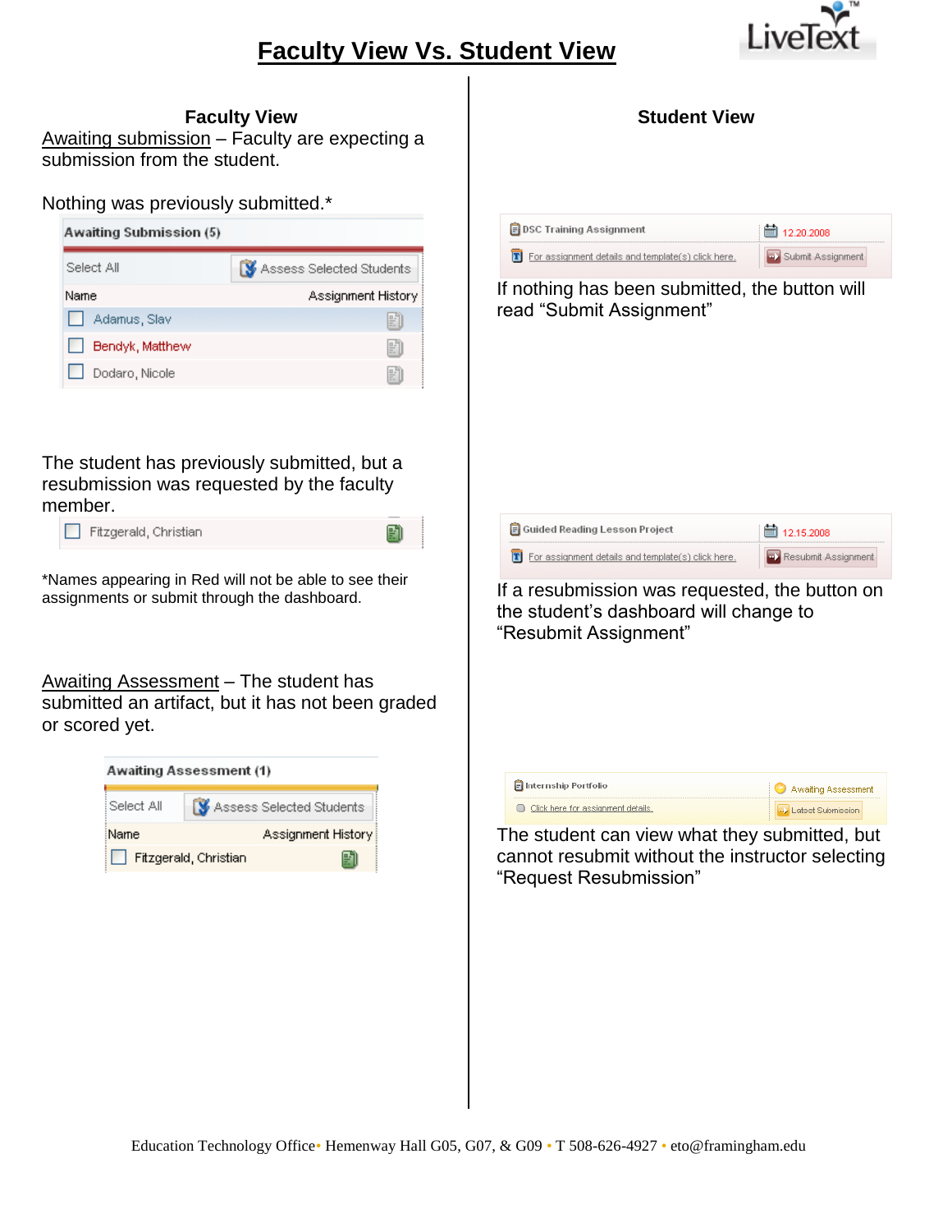# Faculty View Vs. Student View

## Faculty View

Awaiting submission – Faculty are expecting a submission from the student.

Nothing was previously submitted.*

| Awaiting Submission (5) | |
|---|---|
| Select All | Assess Selected Students |
| Name | Assignment History |
| Adamus, Slav | |
| Bendyk, Matthew | |
| Dodaro, Nicole | |

The student has previously submitted, but a resubmission was requested by the faculty member.

| Fitzgerald, Christian | |
|---|---|

*Names appearing in Red will not be able to see their assignments or submit through the dashboard.

Awaiting Assessment – The student has submitted an artifact, but it has not been graded or scored yet.

| Awaiting Assessment (1) | |
|---|---|
| Select All | Assess Selected Students |
| Name | Assignment History |
| Fitzgerald, Christian | |

## Student View

| DSC Training Assignment | 12.20.2008 |
|---|---|
| For assignment details and template(s) click here. | Submit Assignment |

If nothing has been submitted, the button will read "Submit Assignment"

| Guided Reading Lesson Project | 12.15.2008 |
|---|---|
| For assignment details and template(s) click here. | Resubmit Assignment |

If a resubmission was requested, the button on the student's dashboard will change to "Resubmit Assignment"

| Internship Portfolio | Awaiting Assessment |
|---|---|
| Click here for assignment details. | Latest Submission |

The student can view what they submitted, but cannot resubmit without the instructor selecting "Request Resubmission"

Education Technology Office • Hemenway Hall G05, G07, & G09 • T 508-626-4927 • eto@framingham.edu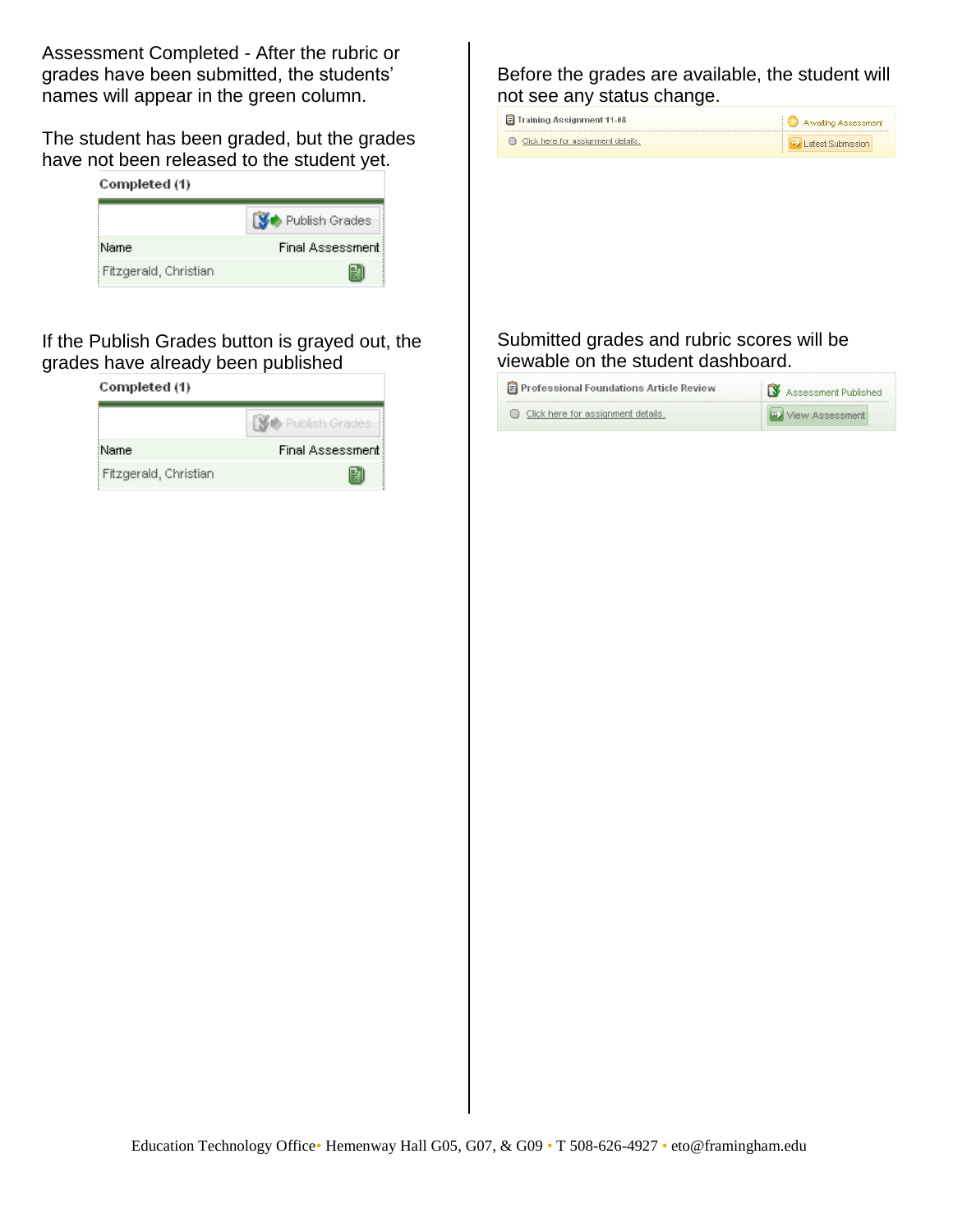Assessment Completed - After the rubric or grades have been submitted, the students' names will appear in the green column.

The student has been graded, but the grades have not been released to the student yet.

Completed (1)

Publish Grades

| Name | Final Assessment |
|---|---|
| Fitzgerald, Christian | |

If the Publish Grades button is grayed out, the grades have already been published

Completed (1)

Publish Grades

| Name | Final Assessment |
|---|---|
| Fitzgerald, Christian | |

Before the grades are available, the student will not see any status change.

| | |
|---|---|
| Training Assignment 11-08 | Awaiting Assessment |
| Click here for assignment details. | Latest Submission |

Submitted grades and rubric scores will be viewable on the student dashboard.

| | |
|---|---|
| Professional Foundations Article Review | Assessment Published |
| Click here for assignment details. | View Assessment |

Education Technology Office • Hemenway Hall G05, G07, & G09 • T 508-626-4927 • eto@framingham.edu